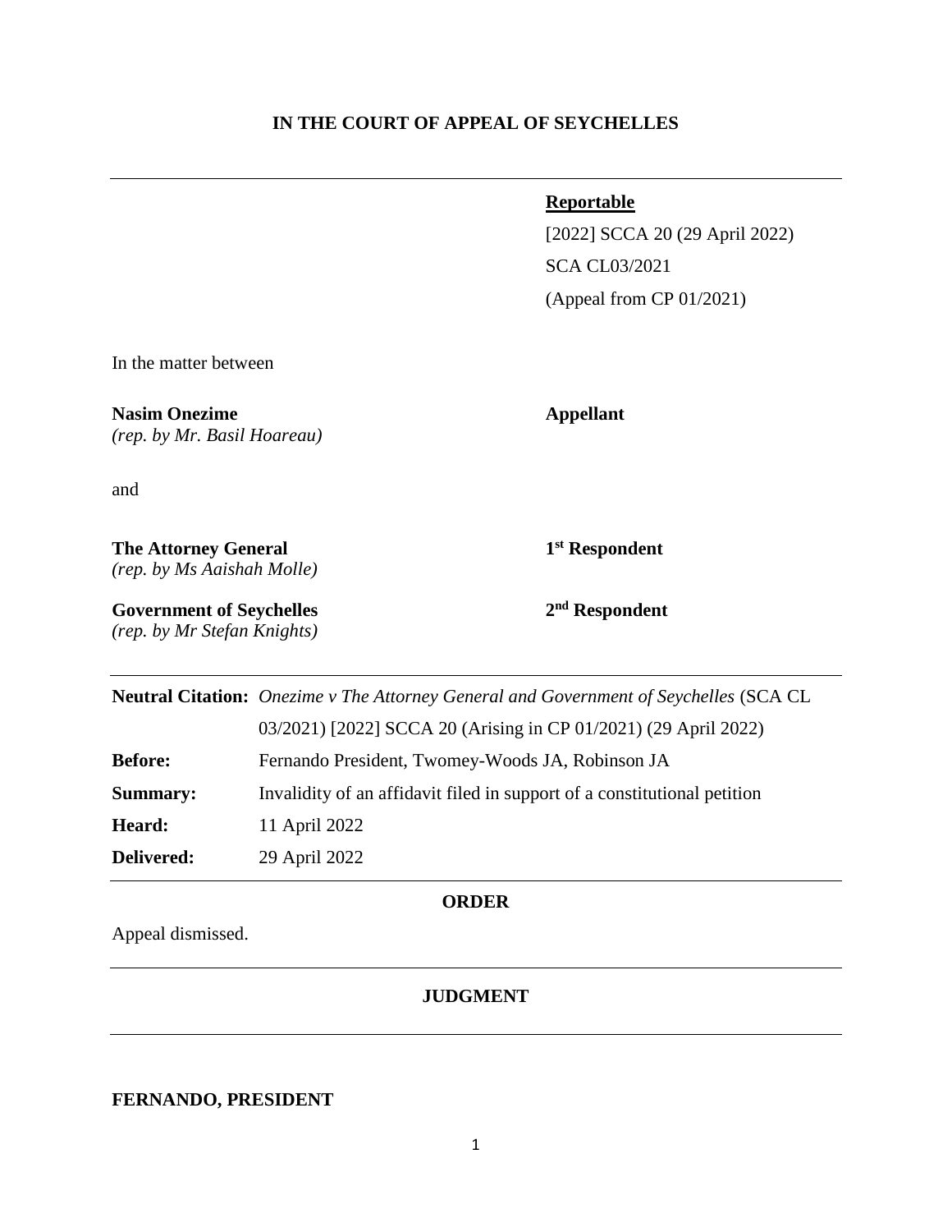**IN THE COURT OF APPEAL OF SEYCHELLES**

---

**Reportable**

[2022] SCCA 20 (29 April 2022)

SCA CL03/2021

(Appeal from CP 01/2021)

In the matter between

**Nasim Onezime** — **Appellant**
*(rep. by Mr. Basil Hoareau)*

and

**The Attorney General** — **1st Respondent**
*(rep. by Ms Aaishah Molle)*

**Government of Seychelles** — **2nd Respondent**
*(rep. by Mr Stefan Knights)*

---

| | |
|---|---|
| **Neutral Citation:** | *Onezime v The Attorney General and Government of Seychelles* (SCA CL 03/2021) [2022] SCCA 20 (Arising in CP 01/2021) (29 April 2022) |
| **Before:** | Fernando President, Twomey-Woods JA, Robinson JA |
| **Summary:** | Invalidity of an affidavit filed in support of a constitutional petition |
| **Heard:** | 11 April 2022 |
| **Delivered:** | 29 April 2022 |

---

**ORDER**

Appeal dismissed.

---

**JUDGMENT**

---

**FERNANDO, PRESIDENT**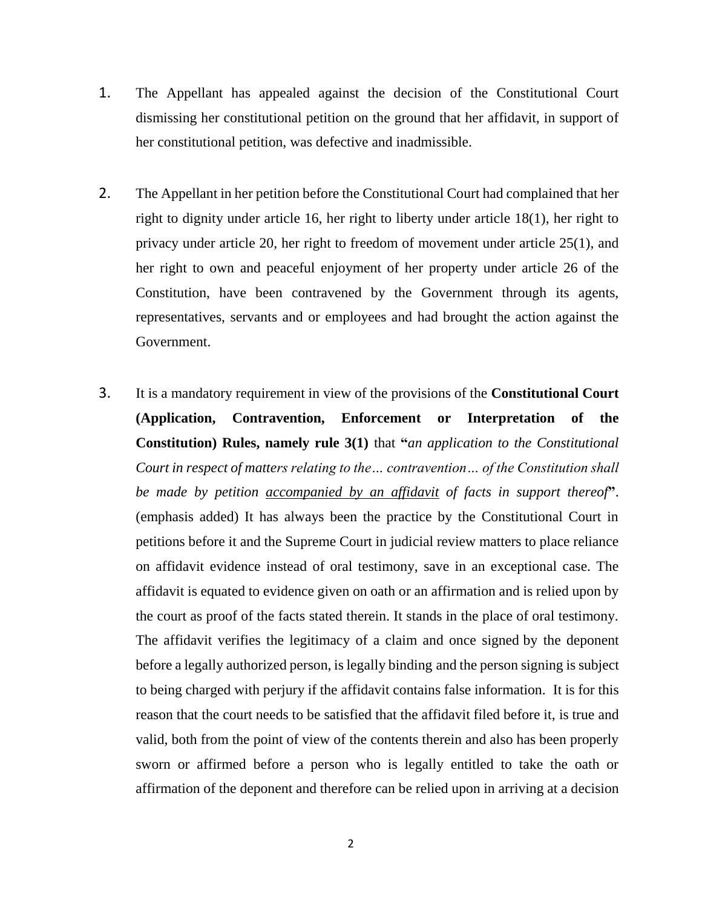1. The Appellant has appealed against the decision of the Constitutional Court dismissing her constitutional petition on the ground that her affidavit, in support of her constitutional petition, was defective and inadmissible.

2. The Appellant in her petition before the Constitutional Court had complained that her right to dignity under article 16, her right to liberty under article 18(1), her right to privacy under article 20, her right to freedom of movement under article 25(1), and her right to own and peaceful enjoyment of her property under article 26 of the Constitution, have been contravened by the Government through its agents, representatives, servants and or employees and had brought the action against the Government.

3. It is a mandatory requirement in view of the provisions of the **Constitutional Court (Application, Contravention, Enforcement or Interpretation of the Constitution) Rules, namely rule 3(1)** that **"***an application to the Constitutional Court in respect of matters relating to the… contravention… of the Constitution shall be made by petition* <u>*accompanied by an affidavit*</u> *of facts in support thereof***"**. (emphasis added) It has always been the practice by the Constitutional Court in petitions before it and the Supreme Court in judicial review matters to place reliance on affidavit evidence instead of oral testimony, save in an exceptional case. The affidavit is equated to evidence given on oath or an affirmation and is relied upon by the court as proof of the facts stated therein. It stands in the place of oral testimony. The affidavit verifies the legitimacy of a claim and once signed by the deponent before a legally authorized person, is legally binding and the person signing is subject to being charged with perjury if the affidavit contains false information. It is for this reason that the court needs to be satisfied that the affidavit filed before it, is true and valid, both from the point of view of the contents therein and also has been properly sworn or affirmed before a person who is legally entitled to take the oath or affirmation of the deponent and therefore can be relied upon in arriving at a decision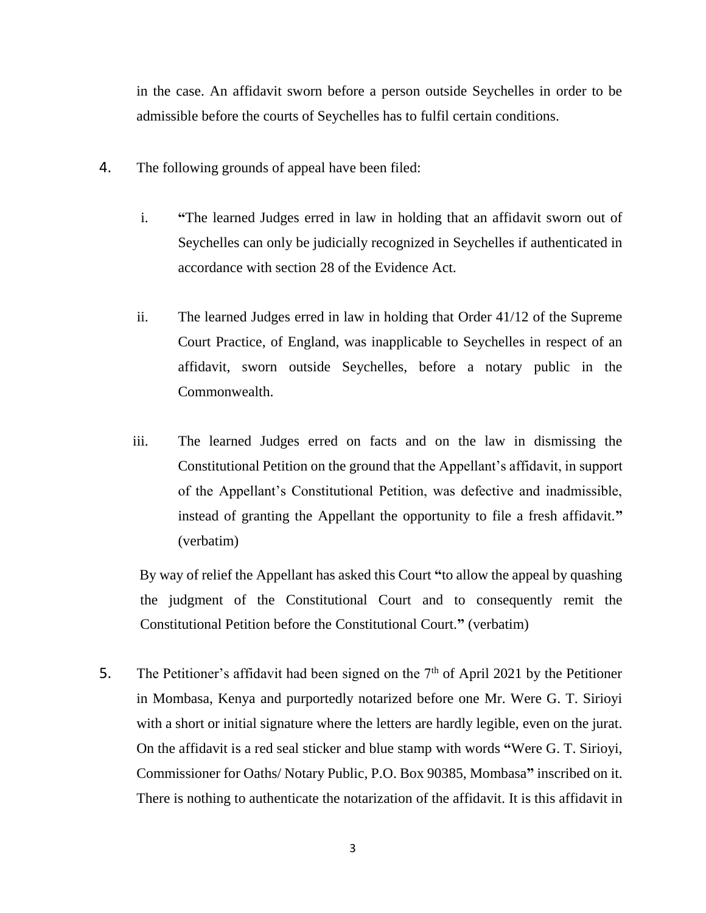in the case. An affidavit sworn before a person outside Seychelles in order to be admissible before the courts of Seychelles has to fulfil certain conditions.

4. The following grounds of appeal have been filed:

   i. **"**The learned Judges erred in law in holding that an affidavit sworn out of Seychelles can only be judicially recognized in Seychelles if authenticated in accordance with section 28 of the Evidence Act.

   ii. The learned Judges erred in law in holding that Order 41/12 of the Supreme Court Practice, of England, was inapplicable to Seychelles in respect of an affidavit, sworn outside Seychelles, before a notary public in the Commonwealth.

   iii. The learned Judges erred on facts and on the law in dismissing the Constitutional Petition on the ground that the Appellant's affidavit, in support of the Appellant's Constitutional Petition, was defective and inadmissible, instead of granting the Appellant the opportunity to file a fresh affidavit.**"** (verbatim)

   By way of relief the Appellant has asked this Court **"**to allow the appeal by quashing the judgment of the Constitutional Court and to consequently remit the Constitutional Petition before the Constitutional Court.**"** (verbatim)

5. The Petitioner's affidavit had been signed on the 7th of April 2021 by the Petitioner in Mombasa, Kenya and purportedly notarized before one Mr. Were G. T. Sirioyi with a short or initial signature where the letters are hardly legible, even on the jurat. On the affidavit is a red seal sticker and blue stamp with words **"**Were G. T. Sirioyi, Commissioner for Oaths/ Notary Public, P.O. Box 90385, Mombasa**"** inscribed on it. There is nothing to authenticate the notarization of the affidavit. It is this affidavit in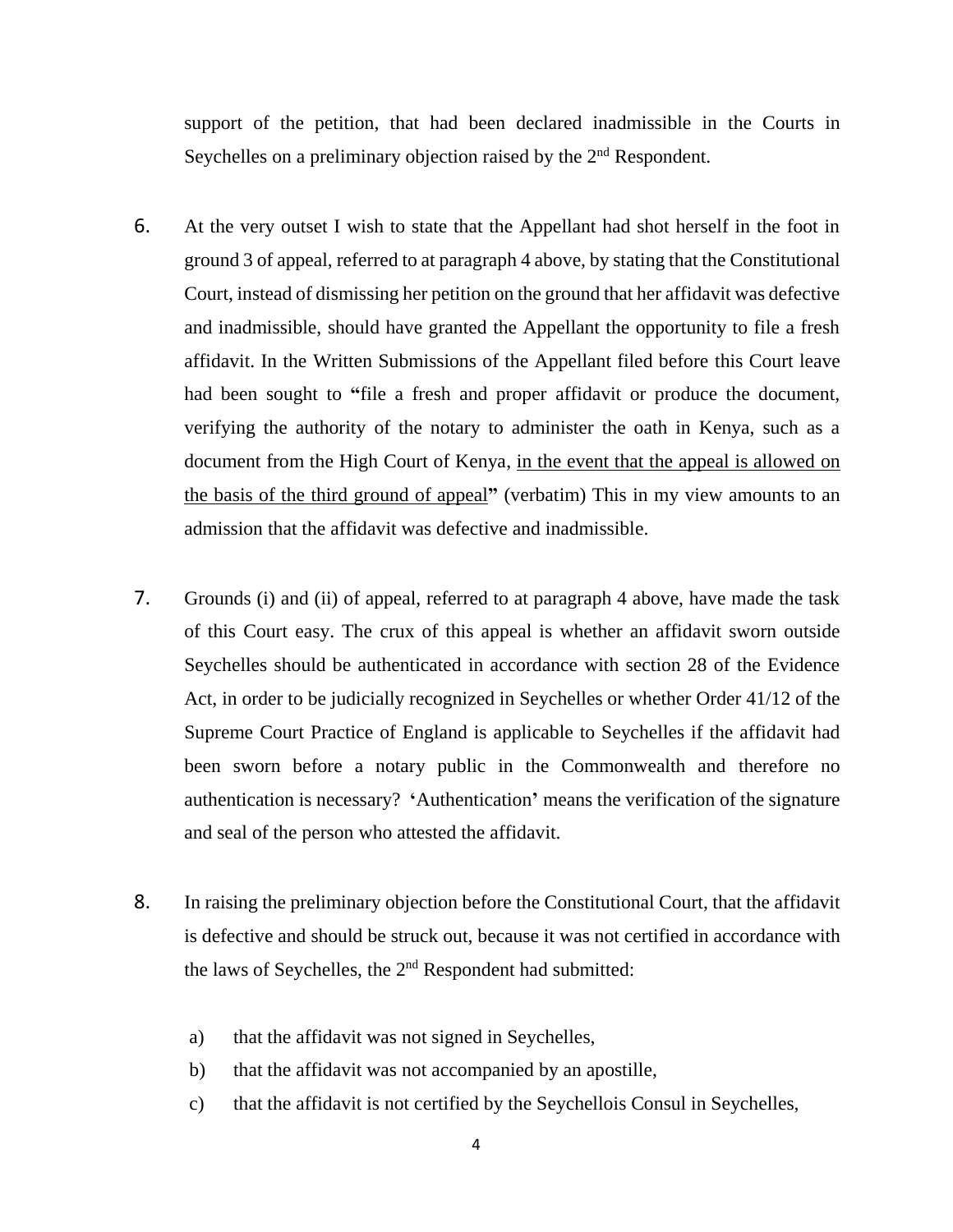support of the petition, that had been declared inadmissible in the Courts in Seychelles on a preliminary objection raised by the 2nd Respondent.

6. At the very outset I wish to state that the Appellant had shot herself in the foot in ground 3 of appeal, referred to at paragraph 4 above, by stating that the Constitutional Court, instead of dismissing her petition on the ground that her affidavit was defective and inadmissible, should have granted the Appellant the opportunity to file a fresh affidavit. In the Written Submissions of the Appellant filed before this Court leave had been sought to **"**file a fresh and proper affidavit or produce the document, verifying the authority of the notary to administer the oath in Kenya, such as a document from the High Court of Kenya, <u>in the event that the appeal is allowed on the basis of the third ground of appeal</u>**"** (verbatim) This in my view amounts to an admission that the affidavit was defective and inadmissible.

7. Grounds (i) and (ii) of appeal, referred to at paragraph 4 above, have made the task of this Court easy. The crux of this appeal is whether an affidavit sworn outside Seychelles should be authenticated in accordance with section 28 of the Evidence Act, in order to be judicially recognized in Seychelles or whether Order 41/12 of the Supreme Court Practice of England is applicable to Seychelles if the affidavit had been sworn before a notary public in the Commonwealth and therefore no authentication is necessary? **'**Authentication**'** means the verification of the signature and seal of the person who attested the affidavit.

8. In raising the preliminary objection before the Constitutional Court, that the affidavit is defective and should be struck out, because it was not certified in accordance with the laws of Seychelles, the 2nd Respondent had submitted:

   a) that the affidavit was not signed in Seychelles,
   b) that the affidavit was not accompanied by an apostille,
   c) that the affidavit is not certified by the Seychellois Consul in Seychelles,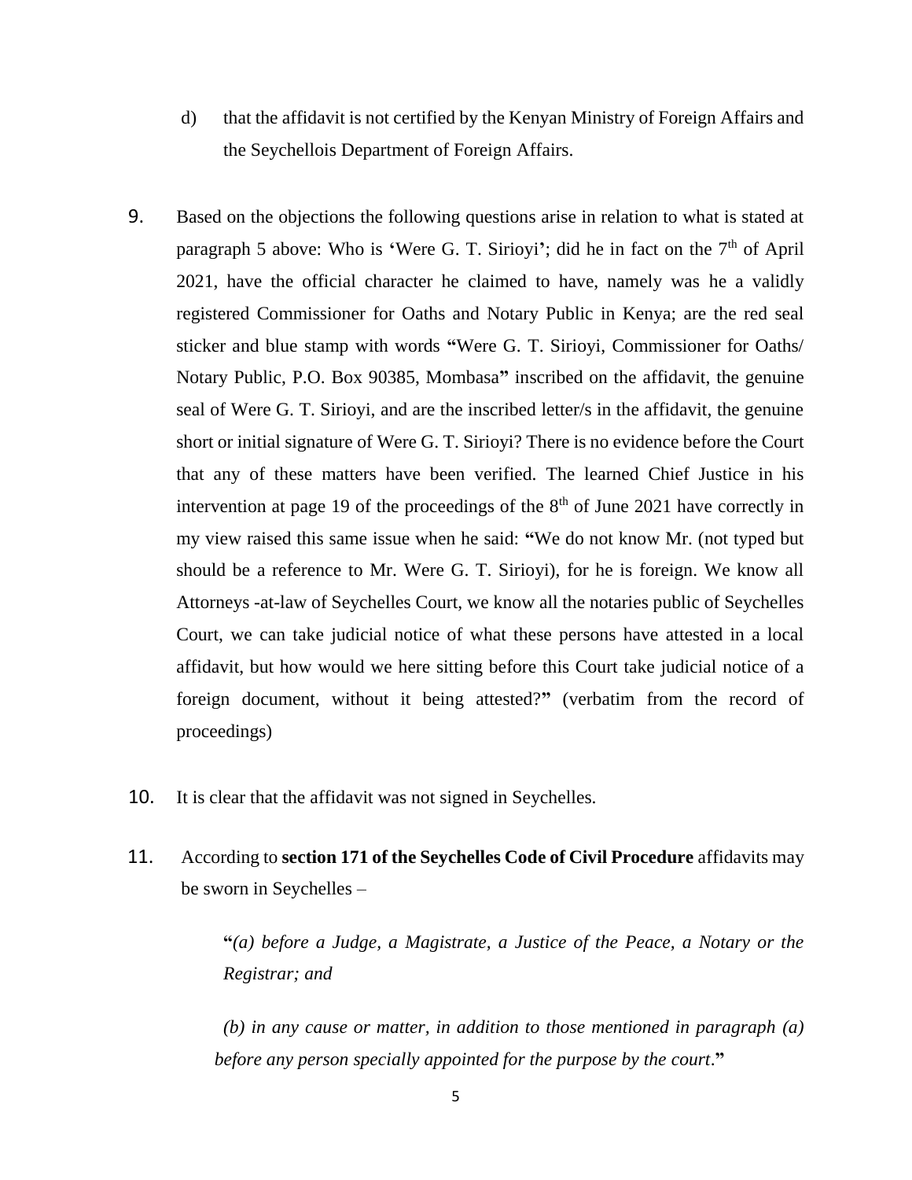d) that the affidavit is not certified by the Kenyan Ministry of Foreign Affairs and the Seychellois Department of Foreign Affairs.

9. Based on the objections the following questions arise in relation to what is stated at paragraph 5 above: Who is 'Were G. T. Sirioyi'; did he in fact on the 7th of April 2021, have the official character he claimed to have, namely was he a validly registered Commissioner for Oaths and Notary Public in Kenya; are the red seal sticker and blue stamp with words **"**Were G. T. Sirioyi, Commissioner for Oaths/ Notary Public, P.O. Box 90385, Mombasa**"** inscribed on the affidavit, the genuine seal of Were G. T. Sirioyi, and are the inscribed letter/s in the affidavit, the genuine short or initial signature of Were G. T. Sirioyi? There is no evidence before the Court that any of these matters have been verified. The learned Chief Justice in his intervention at page 19 of the proceedings of the 8th of June 2021 have correctly in my view raised this same issue when he said: **"**We do not know Mr. (not typed but should be a reference to Mr. Were G. T. Sirioyi), for he is foreign. We know all Attorneys -at-law of Seychelles Court, we know all the notaries public of Seychelles Court, we can take judicial notice of what these persons have attested in a local affidavit, but how would we here sitting before this Court take judicial notice of a foreign document, without it being attested?**"** (verbatim from the record of proceedings)

10. It is clear that the affidavit was not signed in Seychelles.

11. According to **section 171 of the Seychelles Code of Civil Procedure** affidavits may be sworn in Seychelles –

> **"***(a) before a Judge, a Magistrate, a Justice of the Peace, a Notary or the Registrar; and*
>
> *(b) in any cause or matter, in addition to those mentioned in paragraph (a) before any person specially appointed for the purpose by the court*.**"**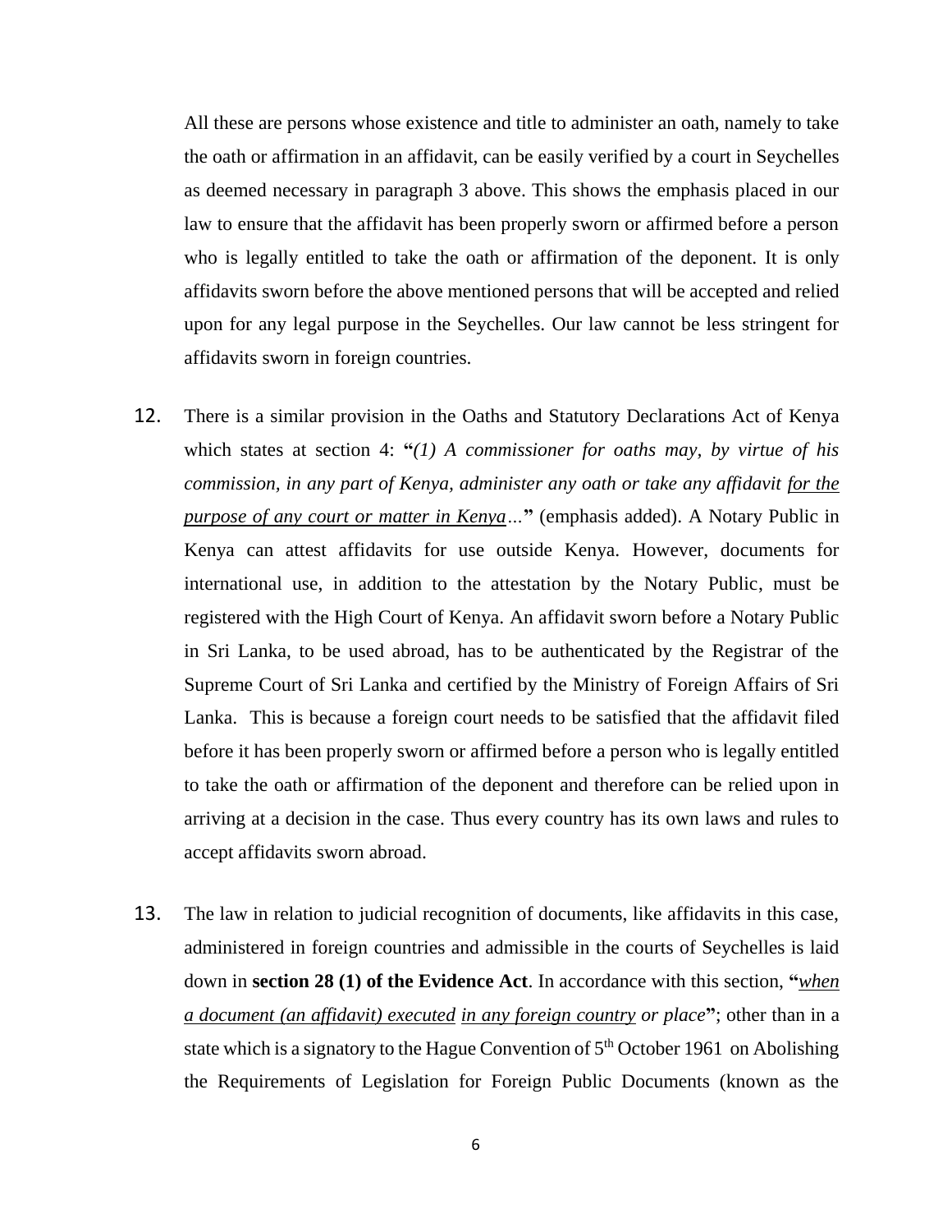All these are persons whose existence and title to administer an oath, namely to take the oath or affirmation in an affidavit, can be easily verified by a court in Seychelles as deemed necessary in paragraph 3 above. This shows the emphasis placed in our law to ensure that the affidavit has been properly sworn or affirmed before a person who is legally entitled to take the oath or affirmation of the deponent. It is only affidavits sworn before the above mentioned persons that will be accepted and relied upon for any legal purpose in the Seychelles. Our law cannot be less stringent for affidavits sworn in foreign countries.

12. There is a similar provision in the Oaths and Statutory Declarations Act of Kenya which states at section 4: **"***(1) A commissioner for oaths may, by virtue of his commission, in any part of Kenya, administer any oath or take any affidavit <u>for the purpose of any court or matter in Kenya</u>…***"** (emphasis added). A Notary Public in Kenya can attest affidavits for use outside Kenya. However, documents for international use, in addition to the attestation by the Notary Public, must be registered with the High Court of Kenya. An affidavit sworn before a Notary Public in Sri Lanka, to be used abroad, has to be authenticated by the Registrar of the Supreme Court of Sri Lanka and certified by the Ministry of Foreign Affairs of Sri Lanka. This is because a foreign court needs to be satisfied that the affidavit filed before it has been properly sworn or affirmed before a person who is legally entitled to take the oath or affirmation of the deponent and therefore can be relied upon in arriving at a decision in the case. Thus every country has its own laws and rules to accept affidavits sworn abroad.

13. The law in relation to judicial recognition of documents, like affidavits in this case, administered in foreign countries and admissible in the courts of Seychelles is laid down in **section 28 (1) of the Evidence Act**. In accordance with this section, **"***<u>when a document (an affidavit) executed</u> <u>in any foreign country</u> or place***"**; other than in a state which is a signatory to the Hague Convention of 5th October 1961 on Abolishing the Requirements of Legislation for Foreign Public Documents (known as the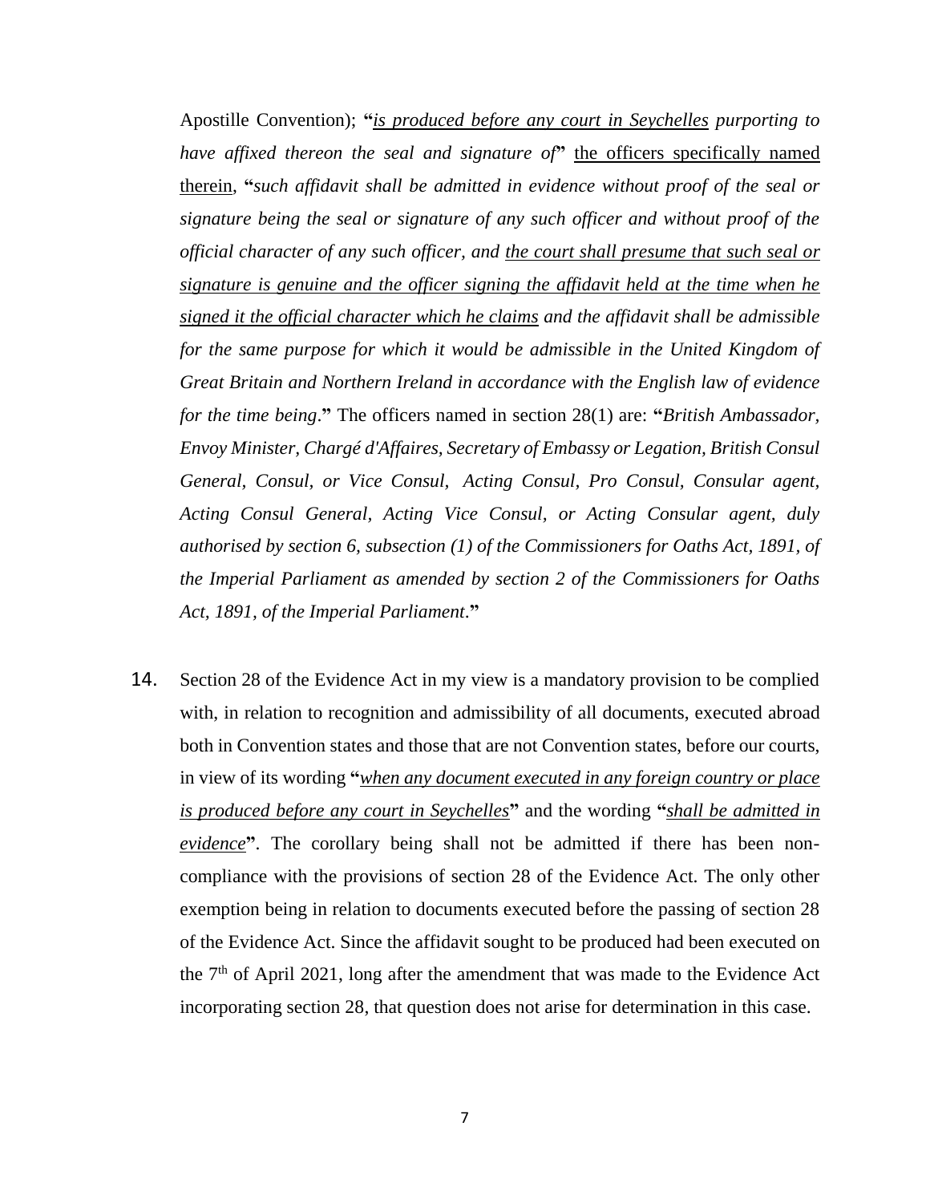Apostille Convention); "*is produced before any court in Seychelles purporting to have affixed thereon the seal and signature of*" the officers specifically named therein, "*such affidavit shall be admitted in evidence without proof of the seal or signature being the seal or signature of any such officer and without proof of the official character of any such officer, and the court shall presume that such seal or signature is genuine and the officer signing the affidavit held at the time when he signed it the official character which he claims and the affidavit shall be admissible for the same purpose for which it would be admissible in the United Kingdom of Great Britain and Northern Ireland in accordance with the English law of evidence for the time being*." The officers named in section 28(1) are: "*British Ambassador, Envoy Minister, Chargé d'Affaires, Secretary of Embassy or Legation, British Consul General, Consul, or Vice Consul, Acting Consul, Pro Consul, Consular agent, Acting Consul General, Acting Vice Consul, or Acting Consular agent, duly authorised by section 6, subsection (1) of the Commissioners for Oaths Act, 1891, of the Imperial Parliament as amended by section 2 of the Commissioners for Oaths Act, 1891, of the Imperial Parliament*."

14. Section 28 of the Evidence Act in my view is a mandatory provision to be complied with, in relation to recognition and admissibility of all documents, executed abroad both in Convention states and those that are not Convention states, before our courts, in view of its wording "*when any document executed in any foreign country or place is produced before any court in Seychelles*" and the wording "*shall be admitted in evidence*". The corollary being shall not be admitted if there has been non-compliance with the provisions of section 28 of the Evidence Act. The only other exemption being in relation to documents executed before the passing of section 28 of the Evidence Act. Since the affidavit sought to be produced had been executed on the 7th of April 2021, long after the amendment that was made to the Evidence Act incorporating section 28, that question does not arise for determination in this case.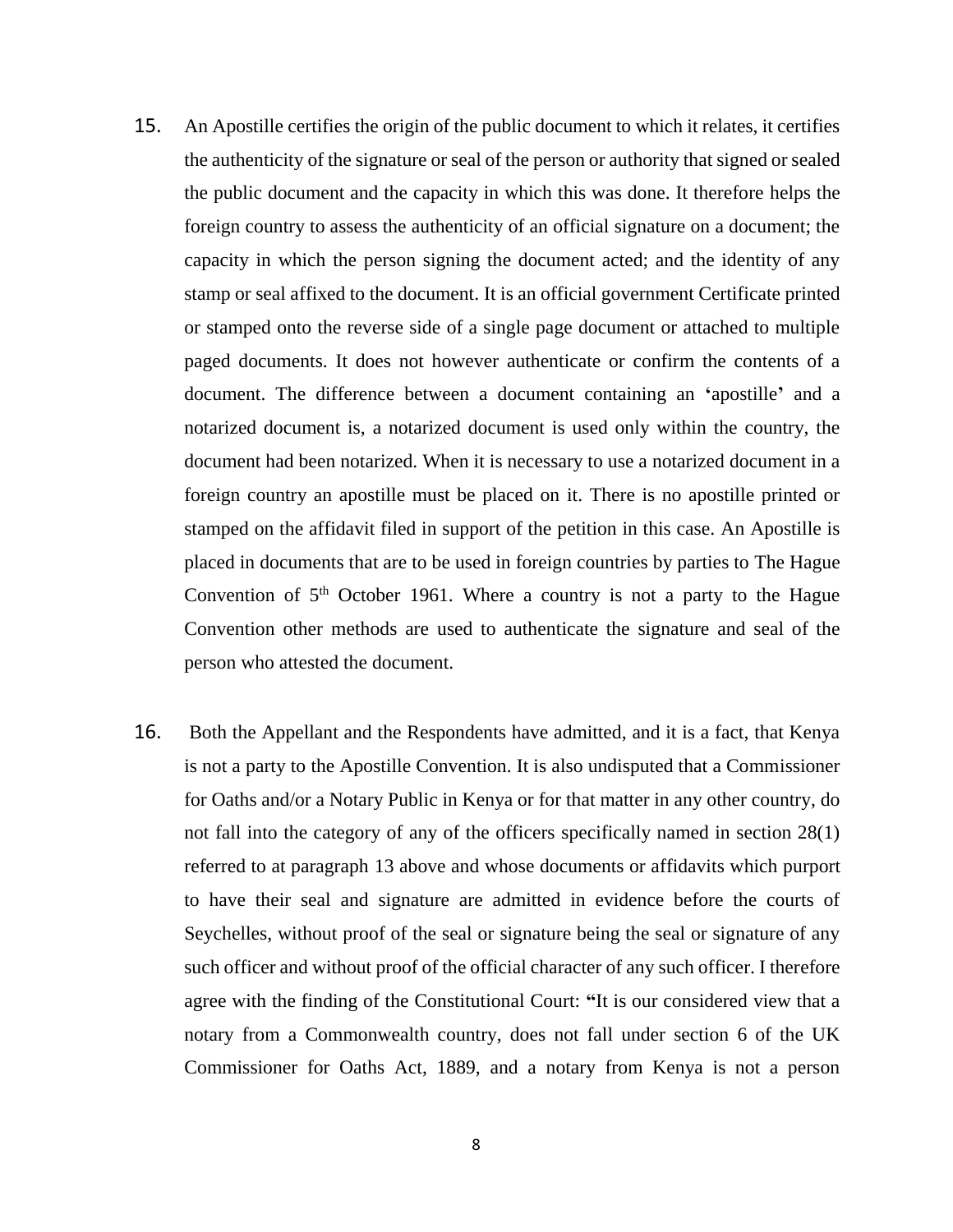15. An Apostille certifies the origin of the public document to which it relates, it certifies the authenticity of the signature or seal of the person or authority that signed or sealed the public document and the capacity in which this was done. It therefore helps the foreign country to assess the authenticity of an official signature on a document; the capacity in which the person signing the document acted; and the identity of any stamp or seal affixed to the document. It is an official government Certificate printed or stamped onto the reverse side of a single page document or attached to multiple paged documents. It does not however authenticate or confirm the contents of a document. The difference between a document containing an **'**apostille**'** and a notarized document is, a notarized document is used only within the country, the document had been notarized. When it is necessary to use a notarized document in a foreign country an apostille must be placed on it. There is no apostille printed or stamped on the affidavit filed in support of the petition in this case. An Apostille is placed in documents that are to be used in foreign countries by parties to The Hague Convention of 5th October 1961. Where a country is not a party to the Hague Convention other methods are used to authenticate the signature and seal of the person who attested the document.

16. Both the Appellant and the Respondents have admitted, and it is a fact, that Kenya is not a party to the Apostille Convention. It is also undisputed that a Commissioner for Oaths and/or a Notary Public in Kenya or for that matter in any other country, do not fall into the category of any of the officers specifically named in section 28(1) referred to at paragraph 13 above and whose documents or affidavits which purport to have their seal and signature are admitted in evidence before the courts of Seychelles, without proof of the seal or signature being the seal or signature of any such officer and without proof of the official character of any such officer. I therefore agree with the finding of the Constitutional Court: **"**It is our considered view that a notary from a Commonwealth country, does not fall under section 6 of the UK Commissioner for Oaths Act, 1889, and a notary from Kenya is not a person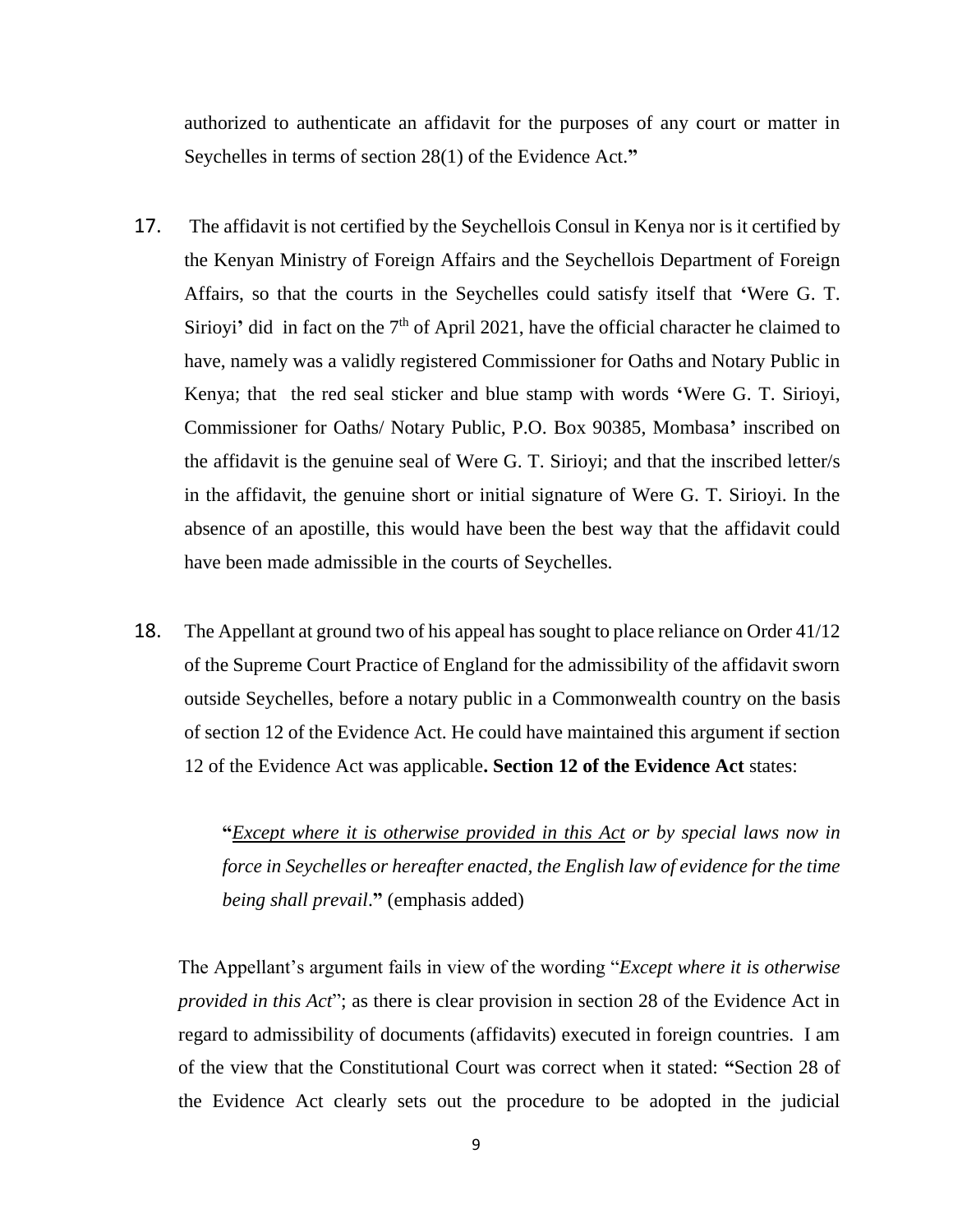authorized to authenticate an affidavit for the purposes of any court or matter in Seychelles in terms of section 28(1) of the Evidence Act.**"**

17. The affidavit is not certified by the Seychellois Consul in Kenya nor is it certified by the Kenyan Ministry of Foreign Affairs and the Seychellois Department of Foreign Affairs, so that the courts in the Seychelles could satisfy itself that **'**Were G. T. Sirioyi**'** did in fact on the 7th of April 2021, have the official character he claimed to have, namely was a validly registered Commissioner for Oaths and Notary Public in Kenya; that the red seal sticker and blue stamp with words **'**Were G. T. Sirioyi, Commissioner for Oaths/ Notary Public, P.O. Box 90385, Mombasa**'** inscribed on the affidavit is the genuine seal of Were G. T. Sirioyi; and that the inscribed letter/s in the affidavit, the genuine short or initial signature of Were G. T. Sirioyi. In the absence of an apostille, this would have been the best way that the affidavit could have been made admissible in the courts of Seychelles.

18. The Appellant at ground two of his appeal has sought to place reliance on Order 41/12 of the Supreme Court Practice of England for the admissibility of the affidavit sworn outside Seychelles, before a notary public in a Commonwealth country on the basis of section 12 of the Evidence Act. He could have maintained this argument if section 12 of the Evidence Act was applicable**. Section 12 of the Evidence Act** states:

> **"***<u>Except where it is otherwise provided in this Act</u> or by special laws now in force in Seychelles or hereafter enacted, the English law of evidence for the time being shall prevail*.**"** (emphasis added)

The Appellant's argument fails in view of the wording "*Except where it is otherwise provided in this Act*"; as there is clear provision in section 28 of the Evidence Act in regard to admissibility of documents (affidavits) executed in foreign countries. I am of the view that the Constitutional Court was correct when it stated: **"**Section 28 of the Evidence Act clearly sets out the procedure to be adopted in the judicial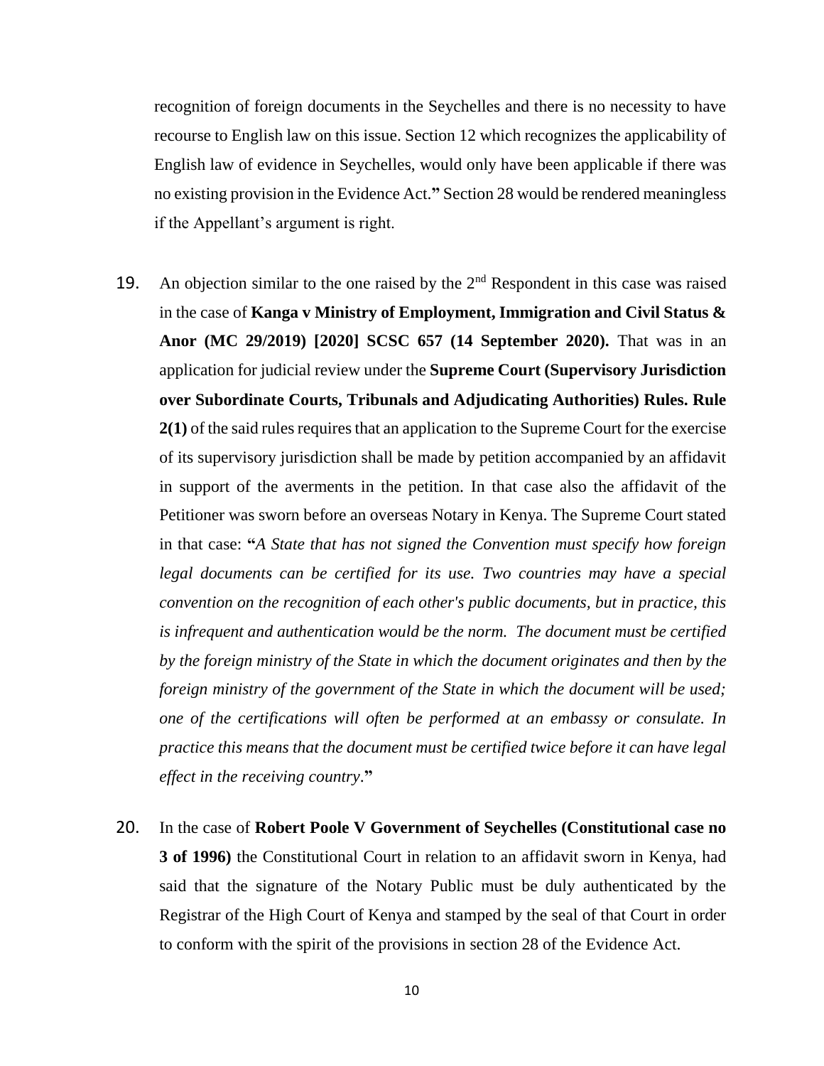recognition of foreign documents in the Seychelles and there is no necessity to have recourse to English law on this issue. Section 12 which recognizes the applicability of English law of evidence in Seychelles, would only have been applicable if there was no existing provision in the Evidence Act.**"** Section 28 would be rendered meaningless if the Appellant's argument is right.

19. An objection similar to the one raised by the 2nd Respondent in this case was raised in the case of **Kanga v Ministry of Employment, Immigration and Civil Status & Anor (MC 29/2019) [2020] SCSC 657 (14 September 2020).** That was in an application for judicial review under the **Supreme Court (Supervisory Jurisdiction over Subordinate Courts, Tribunals and Adjudicating Authorities) Rules. Rule 2(1)** of the said rules requires that an application to the Supreme Court for the exercise of its supervisory jurisdiction shall be made by petition accompanied by an affidavit in support of the averments in the petition. In that case also the affidavit of the Petitioner was sworn before an overseas Notary in Kenya. The Supreme Court stated in that case: **"***A State that has not signed the Convention must specify how foreign legal documents can be certified for its use. Two countries may have a special convention on the recognition of each other's public documents, but in practice, this is infrequent and authentication would be the norm. The document must be certified by the foreign ministry of the State in which the document originates and then by the foreign ministry of the government of the State in which the document will be used; one of the certifications will often be performed at an embassy or consulate. In practice this means that the document must be certified twice before it can have legal effect in the receiving country*.**"**

20. In the case of **Robert Poole V Government of Seychelles (Constitutional case no 3 of 1996)** the Constitutional Court in relation to an affidavit sworn in Kenya, had said that the signature of the Notary Public must be duly authenticated by the Registrar of the High Court of Kenya and stamped by the seal of that Court in order to conform with the spirit of the provisions in section 28 of the Evidence Act.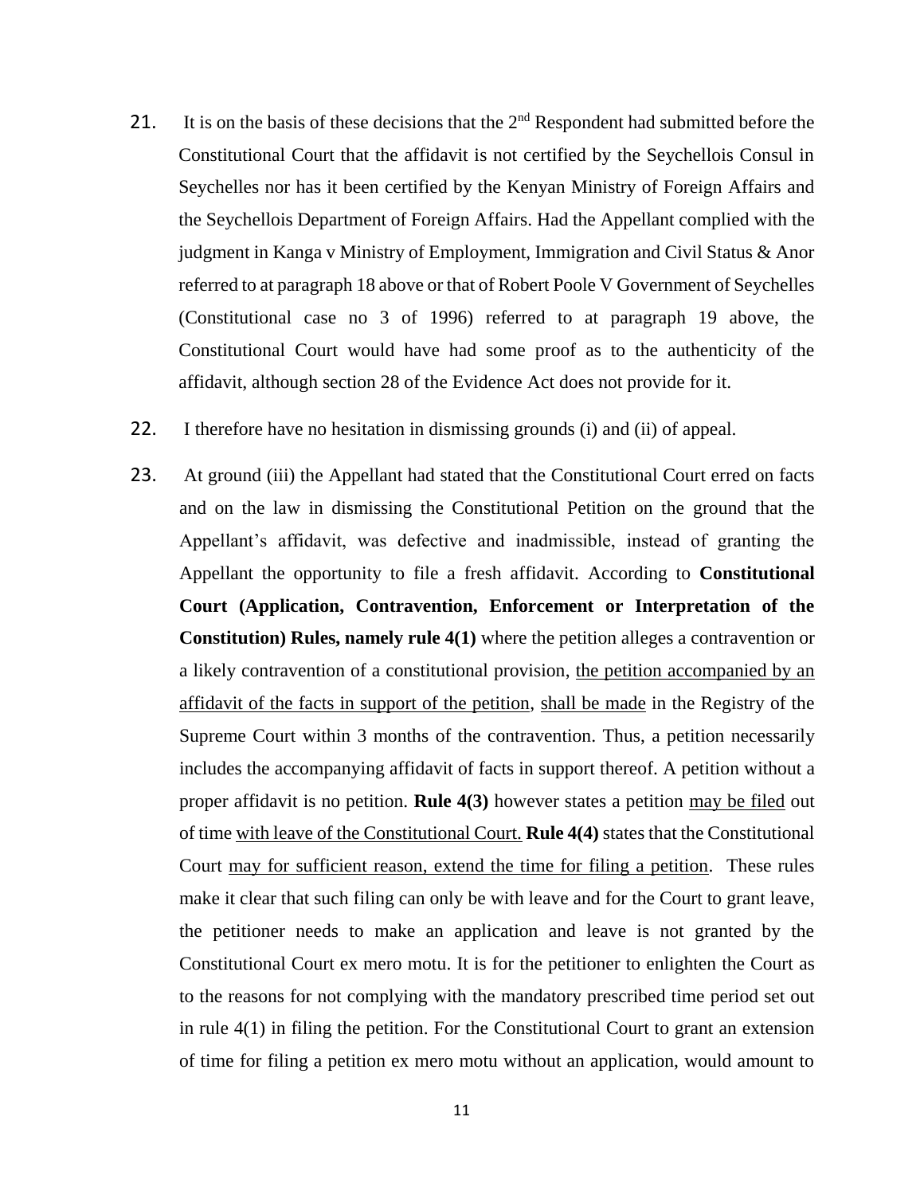21. It is on the basis of these decisions that the 2nd Respondent had submitted before the Constitutional Court that the affidavit is not certified by the Seychellois Consul in Seychelles nor has it been certified by the Kenyan Ministry of Foreign Affairs and the Seychellois Department of Foreign Affairs. Had the Appellant complied with the judgment in Kanga v Ministry of Employment, Immigration and Civil Status & Anor referred to at paragraph 18 above or that of Robert Poole V Government of Seychelles (Constitutional case no 3 of 1996) referred to at paragraph 19 above, the Constitutional Court would have had some proof as to the authenticity of the affidavit, although section 28 of the Evidence Act does not provide for it.

22. I therefore have no hesitation in dismissing grounds (i) and (ii) of appeal.

23. At ground (iii) the Appellant had stated that the Constitutional Court erred on facts and on the law in dismissing the Constitutional Petition on the ground that the Appellant's affidavit, was defective and inadmissible, instead of granting the Appellant the opportunity to file a fresh affidavit. According to **Constitutional Court (Application, Contravention, Enforcement or Interpretation of the Constitution) Rules, namely rule 4(1)** where the petition alleges a contravention or a likely contravention of a constitutional provision, <u>the petition accompanied by an affidavit of the facts in support of the petition</u>, <u>shall be made</u> in the Registry of the Supreme Court within 3 months of the contravention. Thus, a petition necessarily includes the accompanying affidavit of facts in support thereof. A petition without a proper affidavit is no petition. **Rule 4(3)** however states a petition <u>may be filed</u> out of time <u>with leave of the Constitutional Court.</u> **Rule 4(4)** states that the Constitutional Court <u>may for sufficient reason, extend the time for filing a petition</u>. These rules make it clear that such filing can only be with leave and for the Court to grant leave, the petitioner needs to make an application and leave is not granted by the Constitutional Court ex mero motu. It is for the petitioner to enlighten the Court as to the reasons for not complying with the mandatory prescribed time period set out in rule 4(1) in filing the petition. For the Constitutional Court to grant an extension of time for filing a petition ex mero motu without an application, would amount to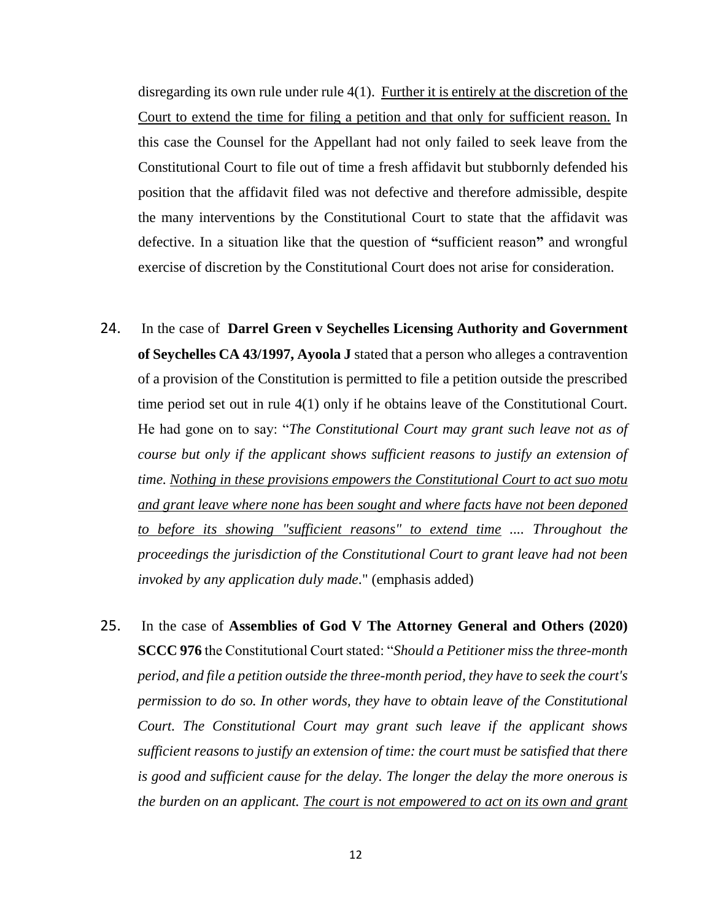disregarding its own rule under rule 4(1). <u>Further it is entirely at the discretion of the Court to extend the time for filing a petition and that only for sufficient reason.</u> In this case the Counsel for the Appellant had not only failed to seek leave from the Constitutional Court to file out of time a fresh affidavit but stubbornly defended his position that the affidavit filed was not defective and therefore admissible, despite the many interventions by the Constitutional Court to state that the affidavit was defective. In a situation like that the question of **"**sufficient reason**"** and wrongful exercise of discretion by the Constitutional Court does not arise for consideration.

24. In the case of **Darrel Green v Seychelles Licensing Authority and Government of Seychelles CA 43/1997, Ayoola J** stated that a person who alleges a contravention of a provision of the Constitution is permitted to file a petition outside the prescribed time period set out in rule 4(1) only if he obtains leave of the Constitutional Court. He had gone on to say: "*The Constitutional Court may grant such leave not as of course but only if the applicant shows sufficient reasons to justify an extension of time. <u>Nothing in these provisions empowers the Constitutional Court to act suo motu and grant leave where none has been sought and where facts have not been deponed to before its showing "sufficient reasons" to extend time</u> .... Throughout the proceedings the jurisdiction of the Constitutional Court to grant leave had not been invoked by any application duly made*." (emphasis added)

25. In the case of **Assemblies of God V The Attorney General and Others (2020) SCCC 976** the Constitutional Court stated: "*Should a Petitioner miss the three-month period, and file a petition outside the three-month period, they have to seek the court's permission to do so. In other words, they have to obtain leave of the Constitutional Court. The Constitutional Court may grant such leave if the applicant shows sufficient reasons to justify an extension of time: the court must be satisfied that there is good and sufficient cause for the delay. The longer the delay the more onerous is the burden on an applicant. <u>The court is not empowered to act on its own and grant</u>*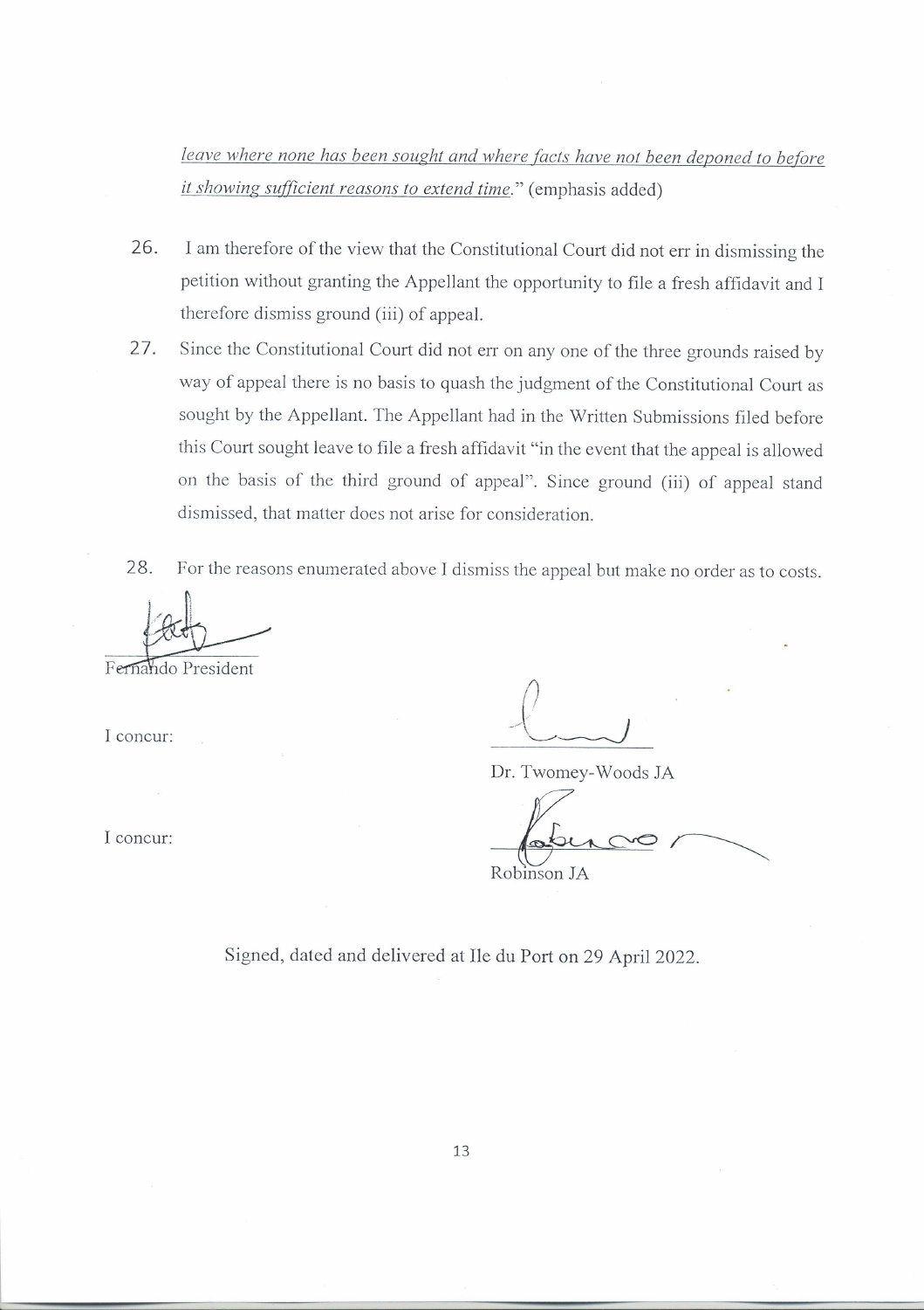*leave where none has been sought and where facts have not been deponed to before it showing sufficient reasons to extend time.*" (emphasis added)

26. I am therefore of the view that the Constitutional Court did not err in dismissing the petition without granting the Appellant the opportunity to file a fresh affidavit and I therefore dismiss ground (iii) of appeal.

27. Since the Constitutional Court did not err on any one of the three grounds raised by way of appeal there is no basis to quash the judgment of the Constitutional Court as sought by the Appellant. The Appellant had in the Written Submissions filed before this Court sought leave to file a fresh affidavit "in the event that the appeal is allowed on the basis of the third ground of appeal". Since ground (iii) of appeal stand dismissed, that matter does not arise for consideration.

28. For the reasons enumerated above I dismiss the appeal but make no order as to costs.

Fernando President

I concur:

Dr. Twomey-Woods JA

I concur:

Robinson JA

Signed, dated and delivered at Ile du Port on 29 April 2022.